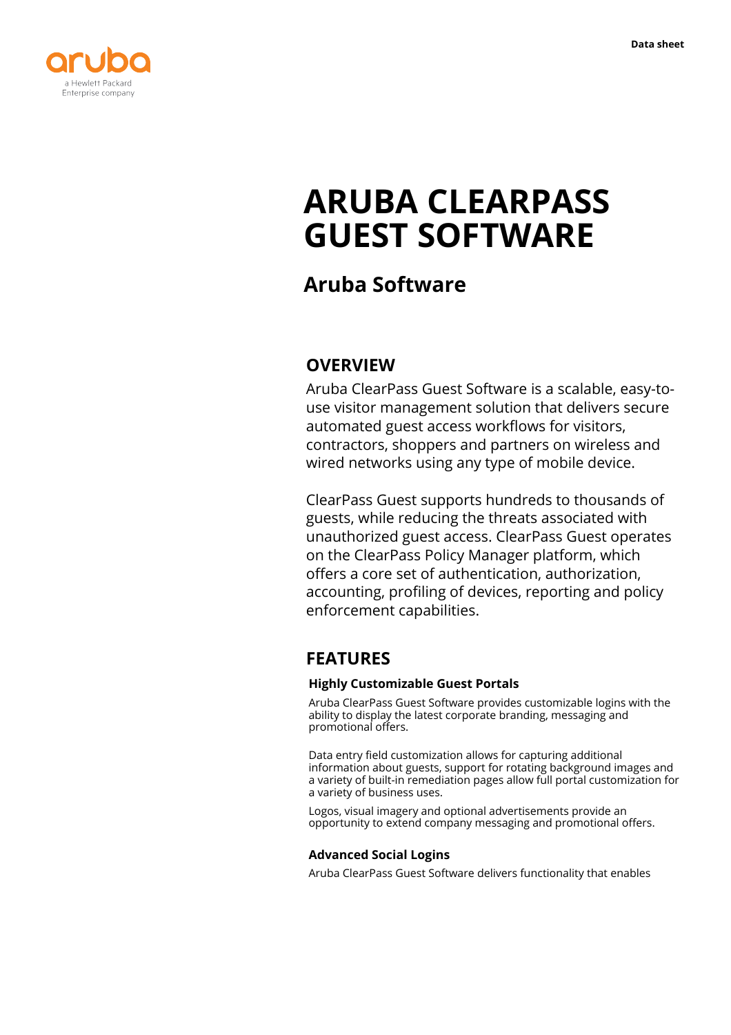# ARUBA CLEARPASS GUEST SOFTWARE

## Aruba Software

## OVERVIEW

Aruba ClearPass Guest Software is a scalable, easy-to-use visitor management solution that delivers secure automated guest access workflows for visitors, contractors, shoppers and partners on wireless and wired networks using any type of mobile device.

ClearPass Guest supports hundreds to thousands of guests, while reducing the threats associated with unauthorized guest access. ClearPass Guest operates on the ClearPass Policy Manager platform, which offers a core set of authentication, authorization, accounting, profiling of devices, reporting and policy enforcement capabilities.

## FEATURES

### Highly Customizable Guest Portals

Aruba ClearPass Guest Software provides customizable logins with the ability to display the latest corporate branding, messaging and promotional offers.

Data entry field customization allows for capturing additional information about guests, support for rotating background images and a variety of built-in remediation pages allow full portal customization for a variety of business uses.

Logos, visual imagery and optional advertisements provide an opportunity to extend company messaging and promotional offers.

### Advanced Social Logins

Aruba ClearPass Guest Software delivers functionality that enables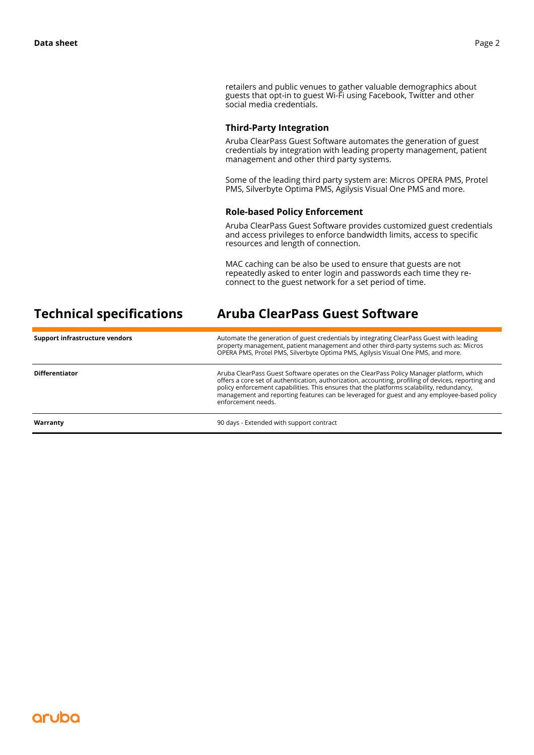retailers and public venues to gather valuable demographics about guests that opt-in to guest Wi-Fi using Facebook, Twitter and other social media credentials.

### Third-Party Integration

Aruba ClearPass Guest Software automates the generation of guest credentials by integration with leading property management, patient management and other third party systems.

Some of the leading third party system are: Micros OPERA PMS, Protel PMS, Silverbyte Optima PMS, Agilysis Visual One PMS and more.

### Role-based Policy Enforcement

Aruba ClearPass Guest Software provides customized guest credentials and access privileges to enforce bandwidth limits, access to specific resources and length of connection.

MAC caching can be also be used to ensure that guests are not repeatedly asked to enter login and passwords each time they re-connect to the guest network for a set period of time.

## Technical specifications

## Aruba ClearPass Guest Software

| | |
|---|---|
| **Support infrastructure vendors** | Automate the generation of guest credentials by integrating ClearPass Guest with leading property management, patient management and other third-party systems such as: Micros OPERA PMS, Protel PMS, Silverbyte Optima PMS, Agilysis Visual One PMS, and more. |
| **Differentiator** | Aruba ClearPass Guest Software operates on the ClearPass Policy Manager platform, which offers a core set of authentication, authorization, accounting, profiling of devices, reporting and policy enforcement capabilities. This ensures that the platforms scalability, redundancy, management and reporting features can be leveraged for guest and any employee-based policy enforcement needs. |
| **Warranty** | 90 days - Extended with support contract |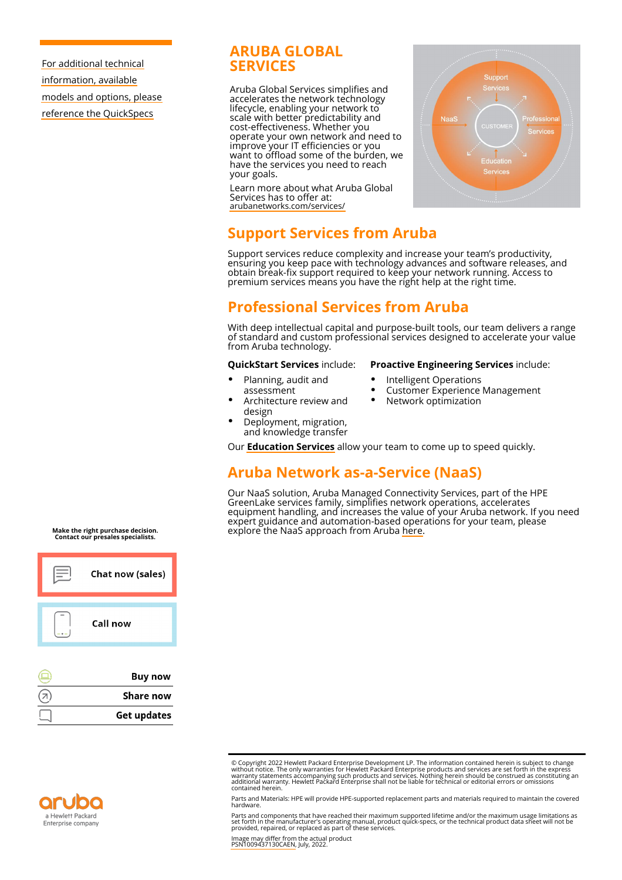For additional technical information, available models and options, please reference the QuickSpecs

## ARUBA GLOBAL SERVICES

Aruba Global Services simplifies and accelerates the network technology lifecycle, enabling your network to scale with better predictability and cost-effectiveness. Whether you operate your own network and need to improve your IT efficiencies or you want to offload some of the burden, we have the services you need to reach your goals.

Learn more about what Aruba Global Services has to offer at: arubanetworks.com/services/

Support Services
NaaS
CUSTOMER
Professional Services
Education Services

## Support Services from Aruba

Support services reduce complexity and increase your team's productivity, ensuring you keep pace with technology advances and software releases, and obtain break-fix support required to keep your network running. Access to premium services means you have the right help at the right time.

## Professional Services from Aruba

With deep intellectual capital and purpose-built tools, our team delivers a range of standard and custom professional services designed to accelerate your value from Aruba technology.

**QuickStart Services** include:

- Planning, audit and assessment
- Architecture review and design
- Deployment, migration, and knowledge transfer

**Proactive Engineering Services** include:

- Intelligent Operations
- Customer Experience Management
- Network optimization

Our **Education Services** allow your team to come up to speed quickly.

## Aruba Network as-a-Service (NaaS)

Our NaaS solution, Aruba Managed Connectivity Services, part of the HPE GreenLake services family, simplifies network operations, accelerates equipment handling, and increases the value of your Aruba network. If you need expert guidance and automation-based operations for your team, please explore the NaaS approach from Aruba here.

**Make the right purchase decision. Contact our presales specialists.**

**Chat now (sales)**

**Call now**

**Buy now**

**Share now**

**Get updates**

aruba
a Hewlett Packard Enterprise company

© Copyright 2022 Hewlett Packard Enterprise Development LP. The information contained herein is subject to change without notice. The only warranties for Hewlett Packard Enterprise products and services are set forth in the express warranty statements accompanying such products and services. Nothing herein should be construed as constituting an additional warranty. Hewlett Packard Enterprise shall not be liable for technical or editorial errors or omissions contained herein.

Parts and Materials: HPE will provide HPE-supported replacement parts and materials required to maintain the covered hardware.

Parts and components that have reached their maximum supported lifetime and/or the maximum usage limitations as set forth in the manufacturer's operating manual, product quick-specs, or the technical product data sheet will not be provided, repaired, or replaced as part of these services.

Image may differ from the actual product
PSN1009437130CAEN, July, 2022.